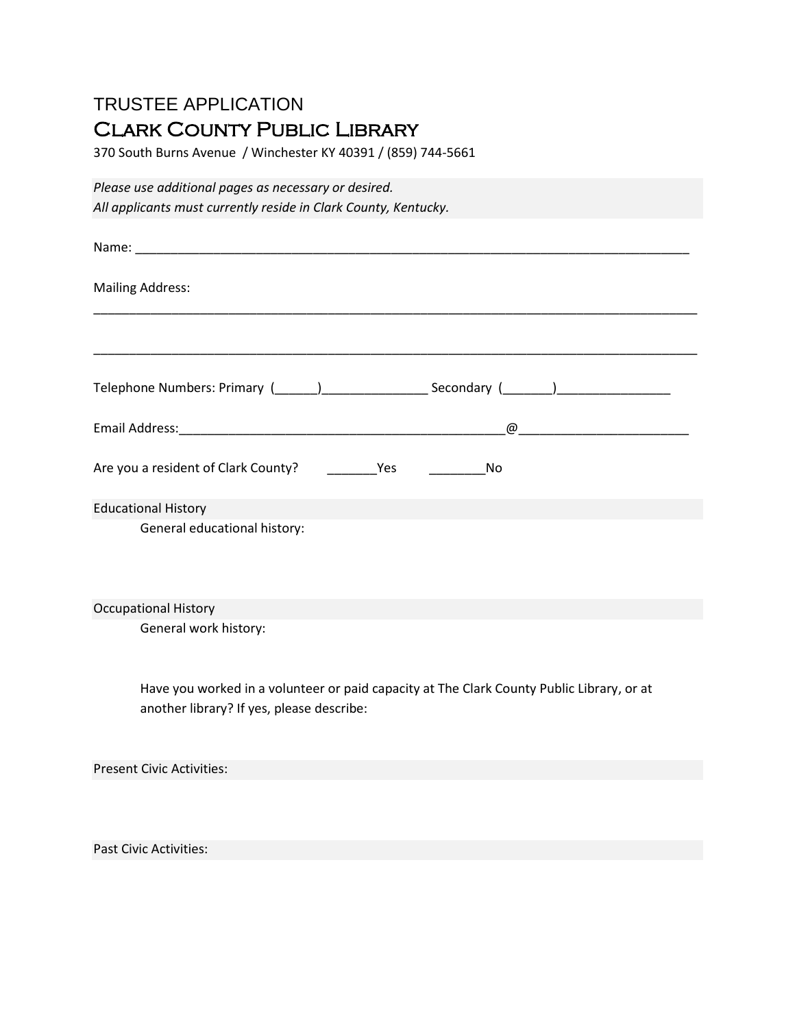# TRUSTEE APPLICATION

## Clark County Public Library

370 South Burns Avenue / Winchester KY 40391 / (859) 744-5661

*Please use additional pages as necessary or desired.*
*All applicants must currently reside in Clark County, Kentucky.*

Name: ______________________________________________________________________________

Mailing Address:

_________________________________________________________________________________________

_________________________________________________________________________________________

Telephone Numbers: Primary (______)_______________ Secondary (_______)________________

Email Address:_______________________________________________@_______________________

Are you a resident of Clark County? _______Yes ________No

Educational History

General educational history:

Occupational History

General work history:

Have you worked in a volunteer or paid capacity at The Clark County Public Library, or at another library? If yes, please describe:

Present Civic Activities:

Past Civic Activities: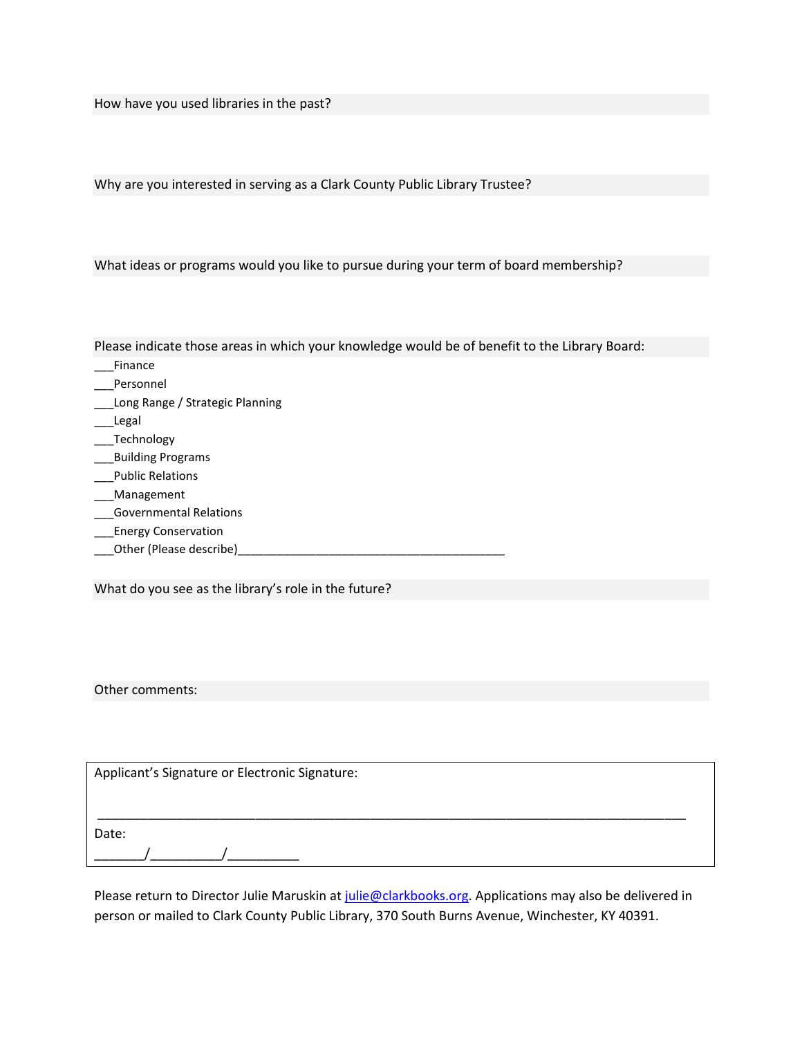How have you used libraries in the past?

Why are you interested in serving as a Clark County Public Library Trustee?

What ideas or programs would you like to pursue during your term of board membership?

Please indicate those areas in which your knowledge would be of benefit to the Library Board:

___Finance
___Personnel
___Long Range / Strategic Planning
___Legal
___Technology
___Building Programs
___Public Relations
___Management
___Governmental Relations
___Energy Conservation
___Other (Please describe)_________________________________________

What do you see as the library's role in the future?

Other comments:

Applicant's Signature or Electronic Signature:

_____________________________________________________________________________________

Date:

_______/__________/__________

Please return to Director Julie Maruskin at julie@clarkbooks.org. Applications may also be delivered in person or mailed to Clark County Public Library, 370 South Burns Avenue, Winchester, KY 40391.